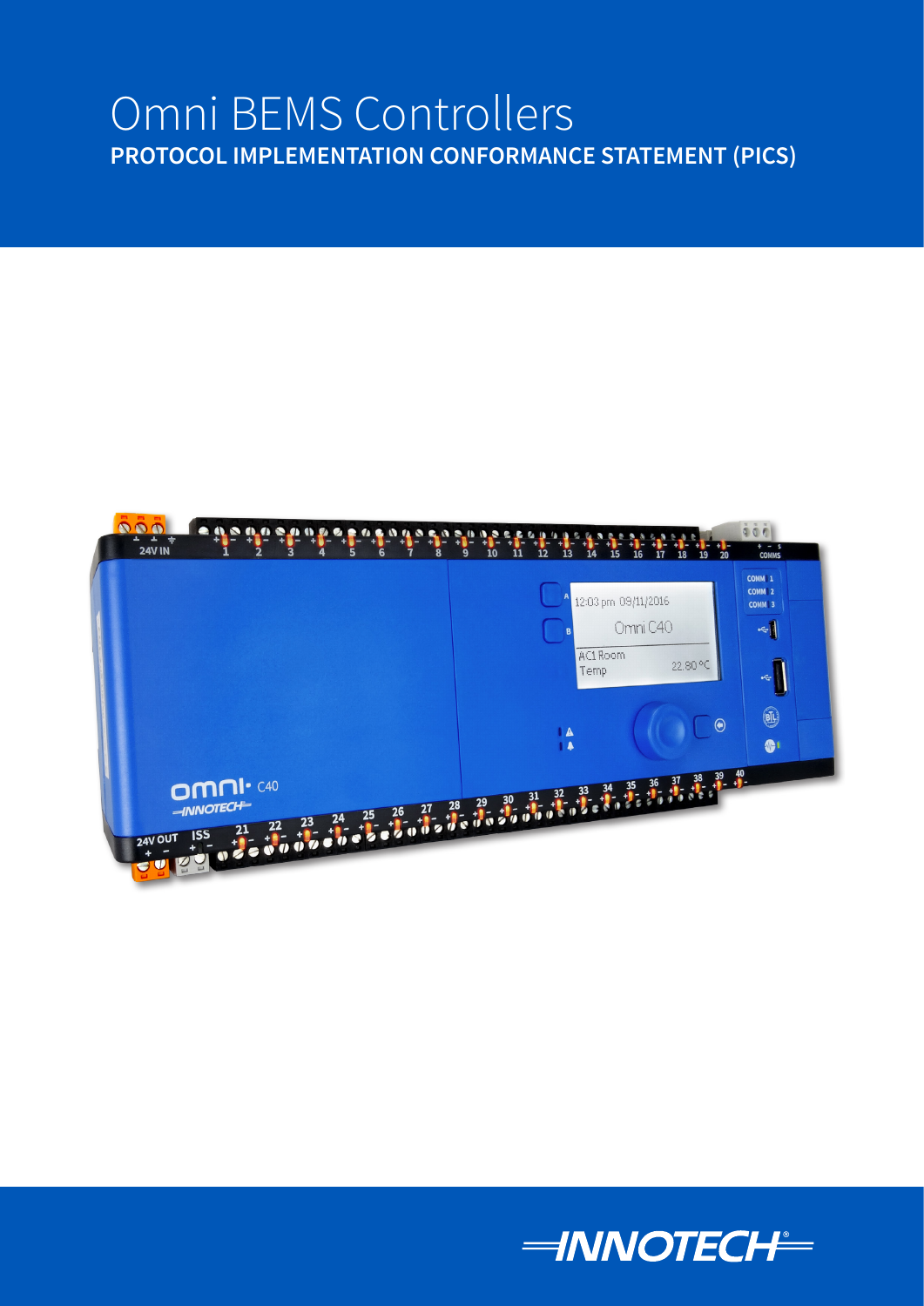# Omni BEMS Controllers

## PROTOCOL IMPLEMENTATION CONFORMANCE STATEMENT (PICS)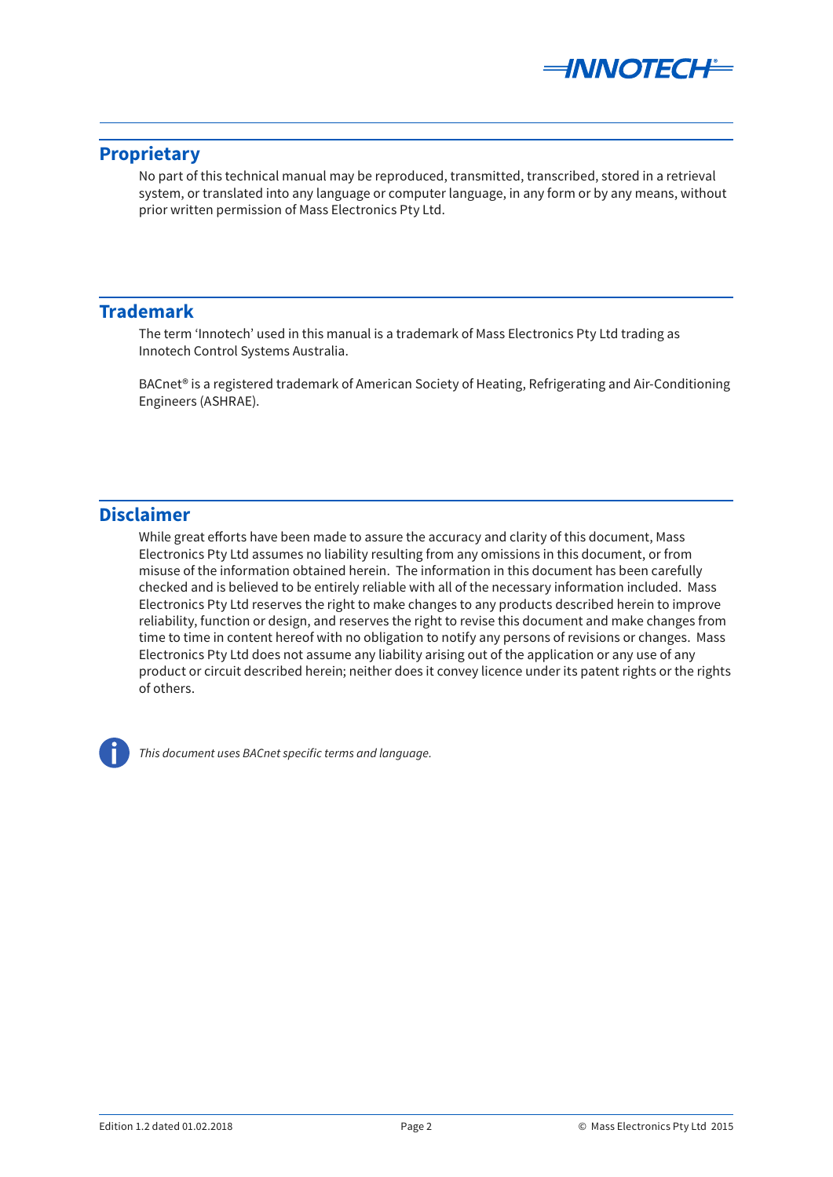## Proprietary

No part of this technical manual may be reproduced, transmitted, transcribed, stored in a retrieval system, or translated into any language or computer language, in any form or by any means, without prior written permission of Mass Electronics Pty Ltd.

## Trademark

The term 'Innotech' used in this manual is a trademark of Mass Electronics Pty Ltd trading as Innotech Control Systems Australia.

BACnet® is a registered trademark of American Society of Heating, Refrigerating and Air-Conditioning Engineers (ASHRAE).

## Disclaimer

While great efforts have been made to assure the accuracy and clarity of this document, Mass Electronics Pty Ltd assumes no liability resulting from any omissions in this document, or from misuse of the information obtained herein. The information in this document has been carefully checked and is believed to be entirely reliable with all of the necessary information included. Mass Electronics Pty Ltd reserves the right to make changes to any products described herein to improve reliability, function or design, and reserves the right to revise this document and make changes from time to time in content hereof with no obligation to notify any persons of revisions or changes. Mass Electronics Pty Ltd does not assume any liability arising out of the application or any use of any product or circuit described herein; neither does it convey licence under its patent rights or the rights of others.

*This document uses BACnet specific terms and language.*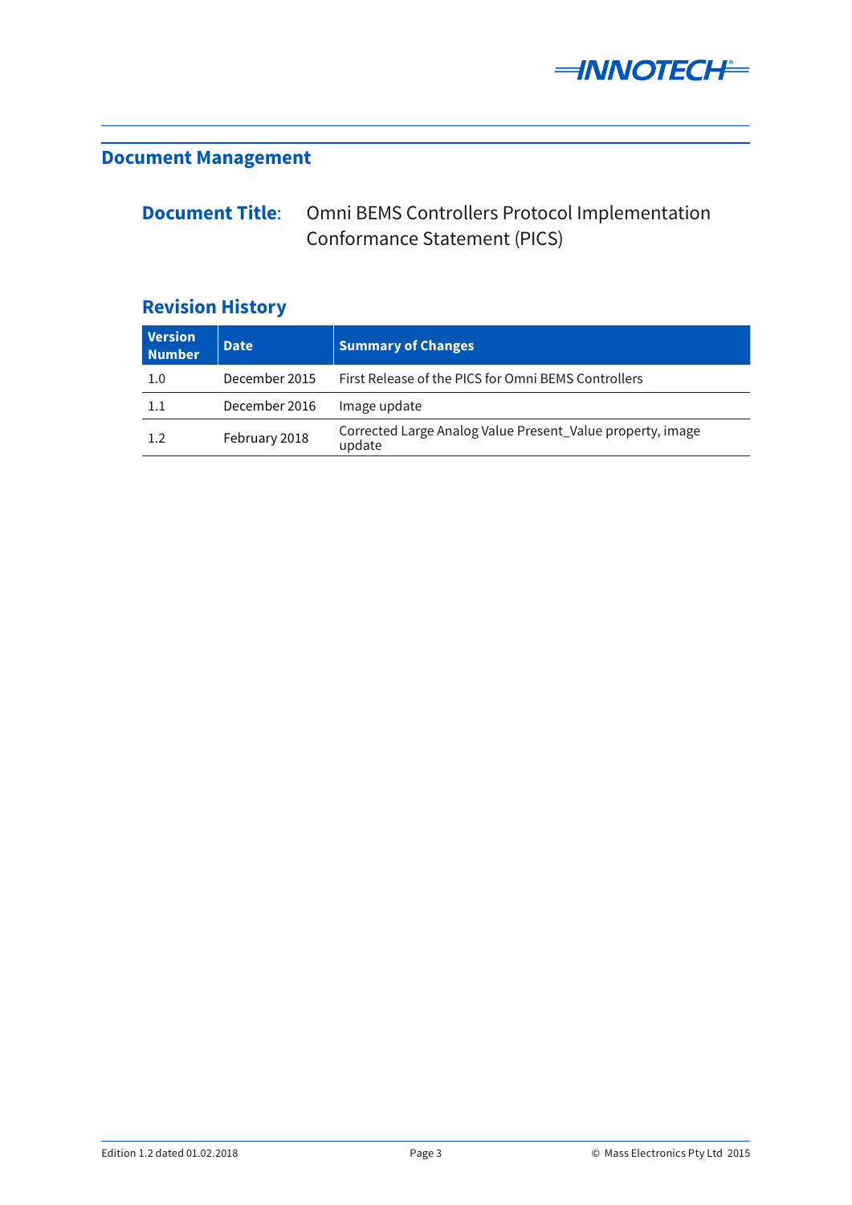## Document Management

**Document Title**: Omni BEMS Controllers Protocol Implementation Conformance Statement (PICS)

### Revision History

| Version Number | Date | Summary of Changes |
|---|---|---|
| 1.0 | December 2015 | First Release of the PICS for Omni BEMS Controllers |
| 1.1 | December 2016 | Image update |
| 1.2 | February 2018 | Corrected Large Analog Value Present_Value property, image update |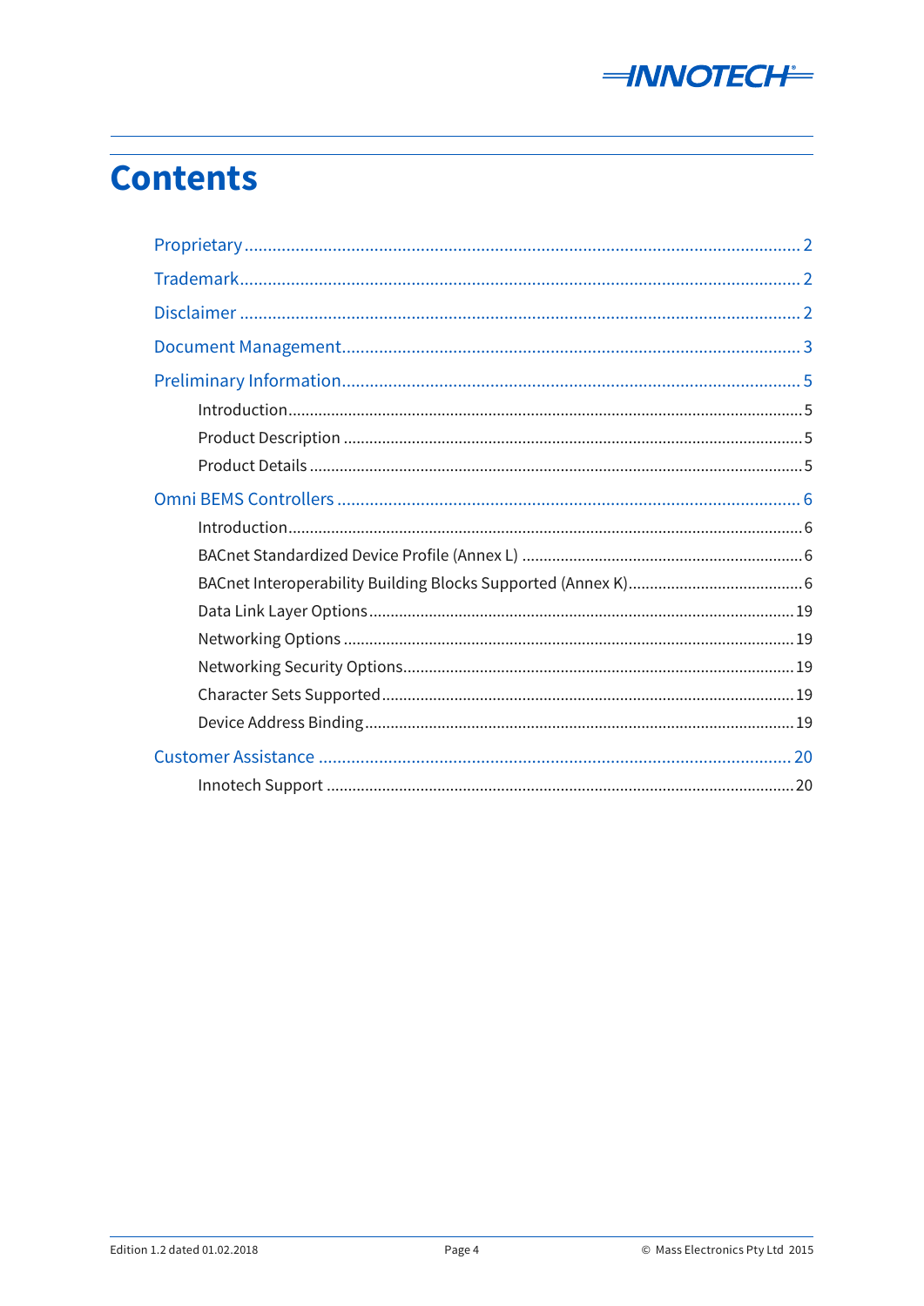# Contents

- Proprietary ..... 2
- Trademark ..... 2
- Disclaimer ..... 2
- Document Management ..... 3
- Preliminary Information ..... 5
  - Introduction ..... 5
  - Product Description ..... 5
  - Product Details ..... 5
- Omni BEMS Controllers ..... 6
  - Introduction ..... 6
  - BACnet Standardized Device Profile (Annex L) ..... 6
  - BACnet Interoperability Building Blocks Supported (Annex K) ..... 6
  - Data Link Layer Options ..... 19
  - Networking Options ..... 19
  - Networking Security Options ..... 19
  - Character Sets Supported ..... 19
  - Device Address Binding ..... 19
- Customer Assistance ..... 20
  - Innotech Support ..... 20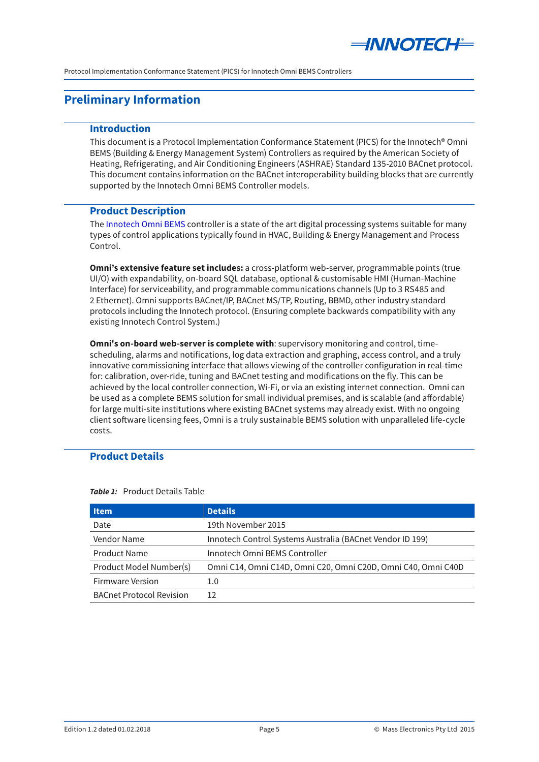# Preliminary Information

## Introduction

This document is a Protocol Implementation Conformance Statement (PICS) for the Innotech® Omni BEMS (Building & Energy Management System) Controllers as required by the American Society of Heating, Refrigerating, and Air Conditioning Engineers (ASHRAE) Standard 135-2010 BACnet protocol. This document contains information on the BACnet interoperability building blocks that are currently supported by the Innotech Omni BEMS Controller models.

## Product Description

The Innotech Omni BEMS controller is a state of the art digital processing systems suitable for many types of control applications typically found in HVAC, Building & Energy Management and Process Control.

**Omni's extensive feature set includes:** a cross-platform web-server, programmable points (true UI/O) with expandability, on-board SQL database, optional & customisable HMI (Human-Machine Interface) for serviceability, and programmable communications channels (Up to 3 RS485 and 2 Ethernet). Omni supports BACnet/IP, BACnet MS/TP, Routing, BBMD, other industry standard protocols including the Innotech protocol. (Ensuring complete backwards compatibility with any existing Innotech Control System.)

**Omni's on-board web-server is complete with**: supervisory monitoring and control, time-scheduling, alarms and notifications, log data extraction and graphing, access control, and a truly innovative commissioning interface that allows viewing of the controller configuration in real-time for: calibration, over-ride, tuning and BACnet testing and modifications on the fly. This can be achieved by the local controller connection, Wi-Fi, or via an existing internet connection. Omni can be used as a complete BEMS solution for small individual premises, and is scalable (and affordable) for large multi-site institutions where existing BACnet systems may already exist. With no ongoing client software licensing fees, Omni is a truly sustainable BEMS solution with unparalleled life-cycle costs.

## Product Details

***Table 1:*** Product Details Table

| Item | Details |
|---|---|
| Date | 19th November 2015 |
| Vendor Name | Innotech Control Systems Australia (BACnet Vendor ID 199) |
| Product Name | Innotech Omni BEMS Controller |
| Product Model Number(s) | Omni C14, Omni C14D, Omni C20, Omni C20D, Omni C40, Omni C40D |
| Firmware Version | 1.0 |
| BACnet Protocol Revision | 12 |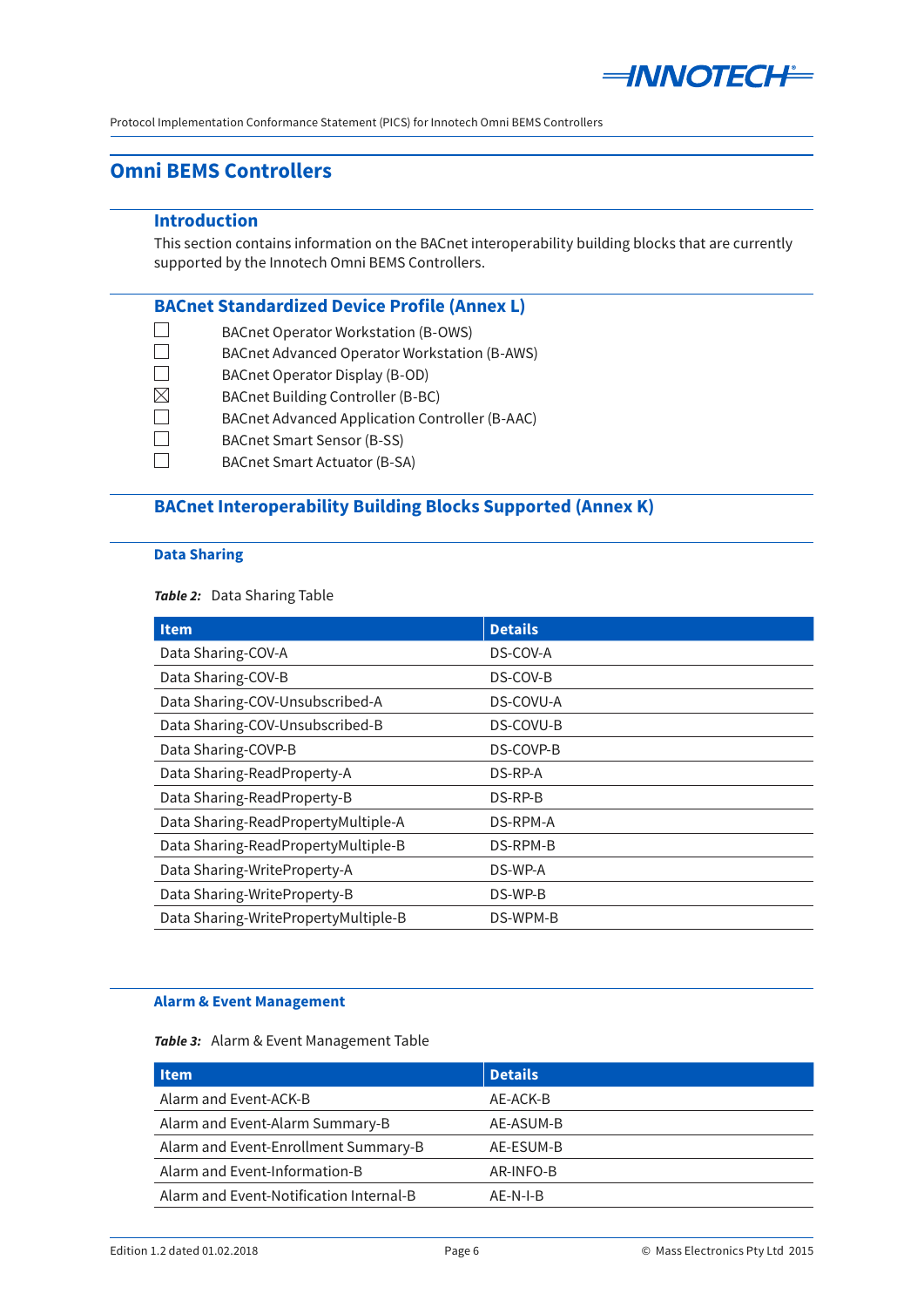# Omni BEMS Controllers

## Introduction

This section contains information on the BACnet interoperability building blocks that are currently supported by the Innotech Omni BEMS Controllers.

## BACnet Standardized Device Profile (Annex L)

- ☐ BACnet Operator Workstation (B-OWS)
- ☐ BACnet Advanced Operator Workstation (B-AWS)
- ☐ BACnet Operator Display (B-OD)
- ☒ BACnet Building Controller (B-BC)
- ☐ BACnet Advanced Application Controller (B-AAC)
- ☐ BACnet Smart Sensor (B-SS)
- ☐ BACnet Smart Actuator (B-SA)

## BACnet Interoperability Building Blocks Supported (Annex K)

### Data Sharing

***Table 2:*** Data Sharing Table

| Item | Details |
|---|---|
| Data Sharing-COV-A | DS-COV-A |
| Data Sharing-COV-B | DS-COV-B |
| Data Sharing-COV-Unsubscribed-A | DS-COVU-A |
| Data Sharing-COV-Unsubscribed-B | DS-COVU-B |
| Data Sharing-COVP-B | DS-COVP-B |
| Data Sharing-ReadProperty-A | DS-RP-A |
| Data Sharing-ReadProperty-B | DS-RP-B |
| Data Sharing-ReadPropertyMultiple-A | DS-RPM-A |
| Data Sharing-ReadPropertyMultiple-B | DS-RPM-B |
| Data Sharing-WriteProperty-A | DS-WP-A |
| Data Sharing-WriteProperty-B | DS-WP-B |
| Data Sharing-WritePropertyMultiple-B | DS-WPM-B |

### Alarm & Event Management

***Table 3:*** Alarm & Event Management Table

| Item | Details |
|---|---|
| Alarm and Event-ACK-B | AE-ACK-B |
| Alarm and Event-Alarm Summary-B | AE-ASUM-B |
| Alarm and Event-Enrollment Summary-B | AE-ESUM-B |
| Alarm and Event-Information-B | AR-INFO-B |
| Alarm and Event-Notification Internal-B | AE-N-I-B |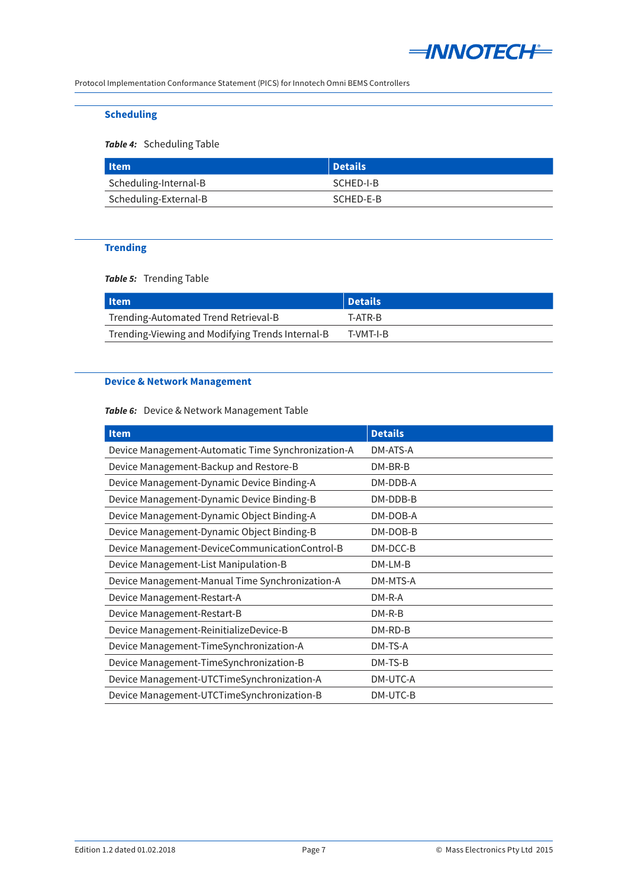## Scheduling

***Table 4:*** Scheduling Table

| Item | Details |
|---|---|
| Scheduling-Internal-B | SCHED-I-B |
| Scheduling-External-B | SCHED-E-B |

## Trending

***Table 5:*** Trending Table

| Item | Details |
|---|---|
| Trending-Automated Trend Retrieval-B | T-ATR-B |
| Trending-Viewing and Modifying Trends Internal-B | T-VMT-I-B |

## Device & Network Management

***Table 6:*** Device & Network Management Table

| Item | Details |
|---|---|
| Device Management-Automatic Time Synchronization-A | DM-ATS-A |
| Device Management-Backup and Restore-B | DM-BR-B |
| Device Management-Dynamic Device Binding-A | DM-DDB-A |
| Device Management-Dynamic Device Binding-B | DM-DDB-B |
| Device Management-Dynamic Object Binding-A | DM-DOB-A |
| Device Management-Dynamic Object Binding-B | DM-DOB-B |
| Device Management-DeviceCommunicationControl-B | DM-DCC-B |
| Device Management-List Manipulation-B | DM-LM-B |
| Device Management-Manual Time Synchronization-A | DM-MTS-A |
| Device Management-Restart-A | DM-R-A |
| Device Management-Restart-B | DM-R-B |
| Device Management-ReinitializeDevice-B | DM-RD-B |
| Device Management-TimeSynchronization-A | DM-TS-A |
| Device Management-TimeSynchronization-B | DM-TS-B |
| Device Management-UTCTimeSynchronization-A | DM-UTC-A |
| Device Management-UTCTimeSynchronization-B | DM-UTC-B |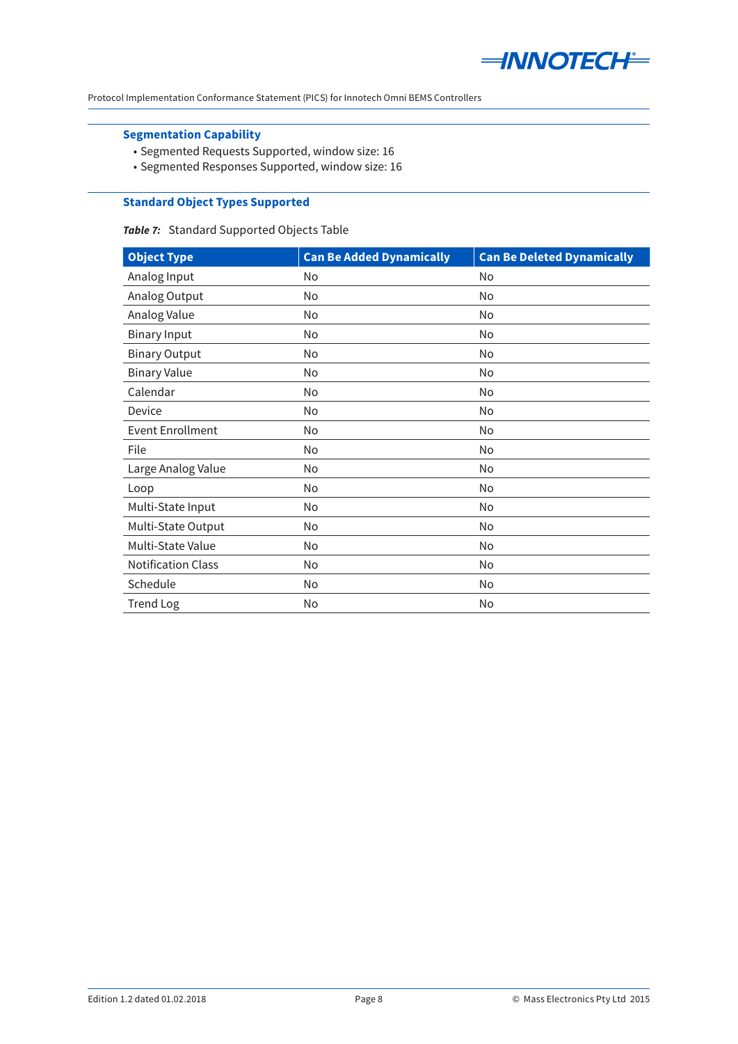### Segmentation Capability

- Segmented Requests Supported, window size: 16
- Segmented Responses Supported, window size: 16

### Standard Object Types Supported

***Table 7:*** Standard Supported Objects Table

| Object Type | Can Be Added Dynamically | Can Be Deleted Dynamically |
|---|---|---|
| Analog Input | No | No |
| Analog Output | No | No |
| Analog Value | No | No |
| Binary Input | No | No |
| Binary Output | No | No |
| Binary Value | No | No |
| Calendar | No | No |
| Device | No | No |
| Event Enrollment | No | No |
| File | No | No |
| Large Analog Value | No | No |
| Loop | No | No |
| Multi-State Input | No | No |
| Multi-State Output | No | No |
| Multi-State Value | No | No |
| Notification Class | No | No |
| Schedule | No | No |
| Trend Log | No | No |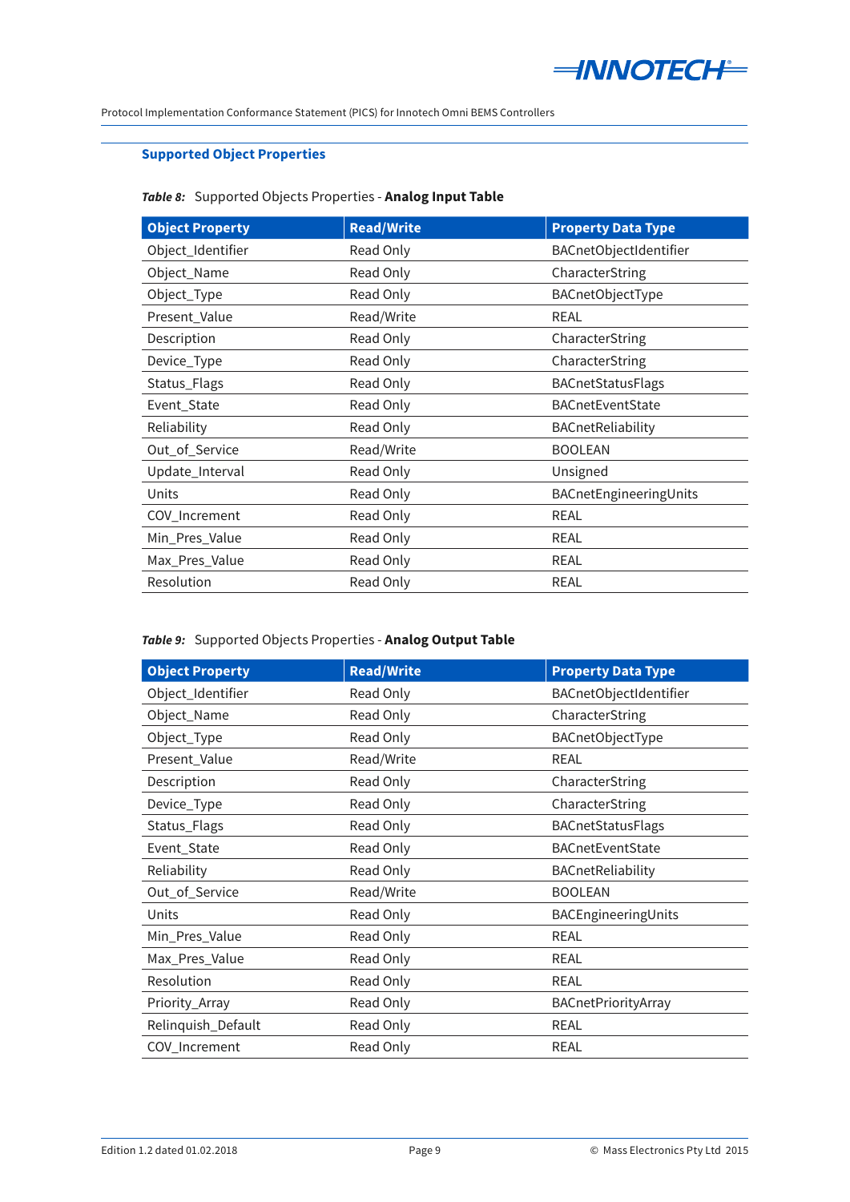## Supported Object Properties

***Table 8:*** Supported Objects Properties - **Analog Input Table**

| Object Property | Read/Write | Property Data Type |
|---|---|---|
| Object_Identifier | Read Only | BACnetObjectIdentifier |
| Object_Name | Read Only | CharacterString |
| Object_Type | Read Only | BACnetObjectType |
| Present_Value | Read/Write | REAL |
| Description | Read Only | CharacterString |
| Device_Type | Read Only | CharacterString |
| Status_Flags | Read Only | BACnetStatusFlags |
| Event_State | Read Only | BACnetEventState |
| Reliability | Read Only | BACnetReliability |
| Out_of_Service | Read/Write | BOOLEAN |
| Update_Interval | Read Only | Unsigned |
| Units | Read Only | BACnetEngineeringUnits |
| COV_Increment | Read Only | REAL |
| Min_Pres_Value | Read Only | REAL |
| Max_Pres_Value | Read Only | REAL |
| Resolution | Read Only | REAL |

***Table 9:*** Supported Objects Properties - **Analog Output Table**

| Object Property | Read/Write | Property Data Type |
|---|---|---|
| Object_Identifier | Read Only | BACnetObjectIdentifier |
| Object_Name | Read Only | CharacterString |
| Object_Type | Read Only | BACnetObjectType |
| Present_Value | Read/Write | REAL |
| Description | Read Only | CharacterString |
| Device_Type | Read Only | CharacterString |
| Status_Flags | Read Only | BACnetStatusFlags |
| Event_State | Read Only | BACnetEventState |
| Reliability | Read Only | BACnetReliability |
| Out_of_Service | Read/Write | BOOLEAN |
| Units | Read Only | BACEngineeringUnits |
| Min_Pres_Value | Read Only | REAL |
| Max_Pres_Value | Read Only | REAL |
| Resolution | Read Only | REAL |
| Priority_Array | Read Only | BACnetPriorityArray |
| Relinquish_Default | Read Only | REAL |
| COV_Increment | Read Only | REAL |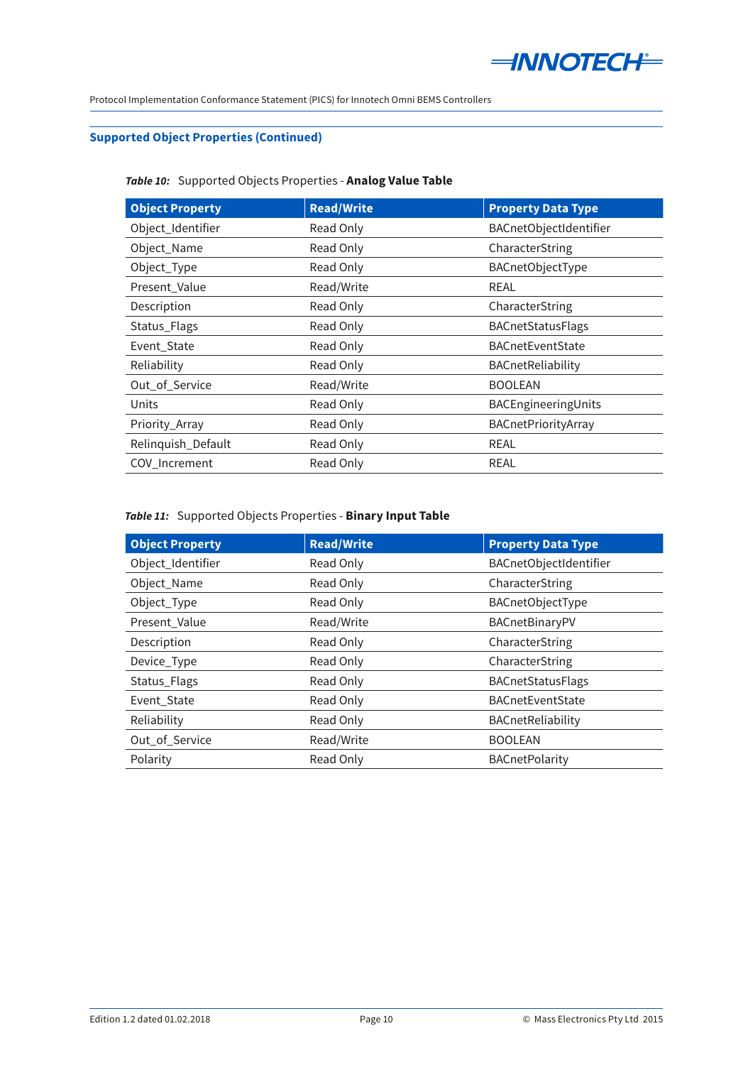## Supported Object Properties (Continued)

***Table 10:*** Supported Objects Properties - **Analog Value Table**

| Object Property | Read/Write | Property Data Type |
|---|---|---|
| Object_Identifier | Read Only | BACnetObjectIdentifier |
| Object_Name | Read Only | CharacterString |
| Object_Type | Read Only | BACnetObjectType |
| Present_Value | Read/Write | REAL |
| Description | Read Only | CharacterString |
| Status_Flags | Read Only | BACnetStatusFlags |
| Event_State | Read Only | BACnetEventState |
| Reliability | Read Only | BACnetReliability |
| Out_of_Service | Read/Write | BOOLEAN |
| Units | Read Only | BACEngineeringUnits |
| Priority_Array | Read Only | BACnetPriorityArray |
| Relinquish_Default | Read Only | REAL |
| COV_Increment | Read Only | REAL |

***Table 11:*** Supported Objects Properties - **Binary Input Table**

| Object Property | Read/Write | Property Data Type |
|---|---|---|
| Object_Identifier | Read Only | BACnetObjectIdentifier |
| Object_Name | Read Only | CharacterString |
| Object_Type | Read Only | BACnetObjectType |
| Present_Value | Read/Write | BACnetBinaryPV |
| Description | Read Only | CharacterString |
| Device_Type | Read Only | CharacterString |
| Status_Flags | Read Only | BACnetStatusFlags |
| Event_State | Read Only | BACnetEventState |
| Reliability | Read Only | BACnetReliability |
| Out_of_Service | Read/Write | BOOLEAN |
| Polarity | Read Only | BACnetPolarity |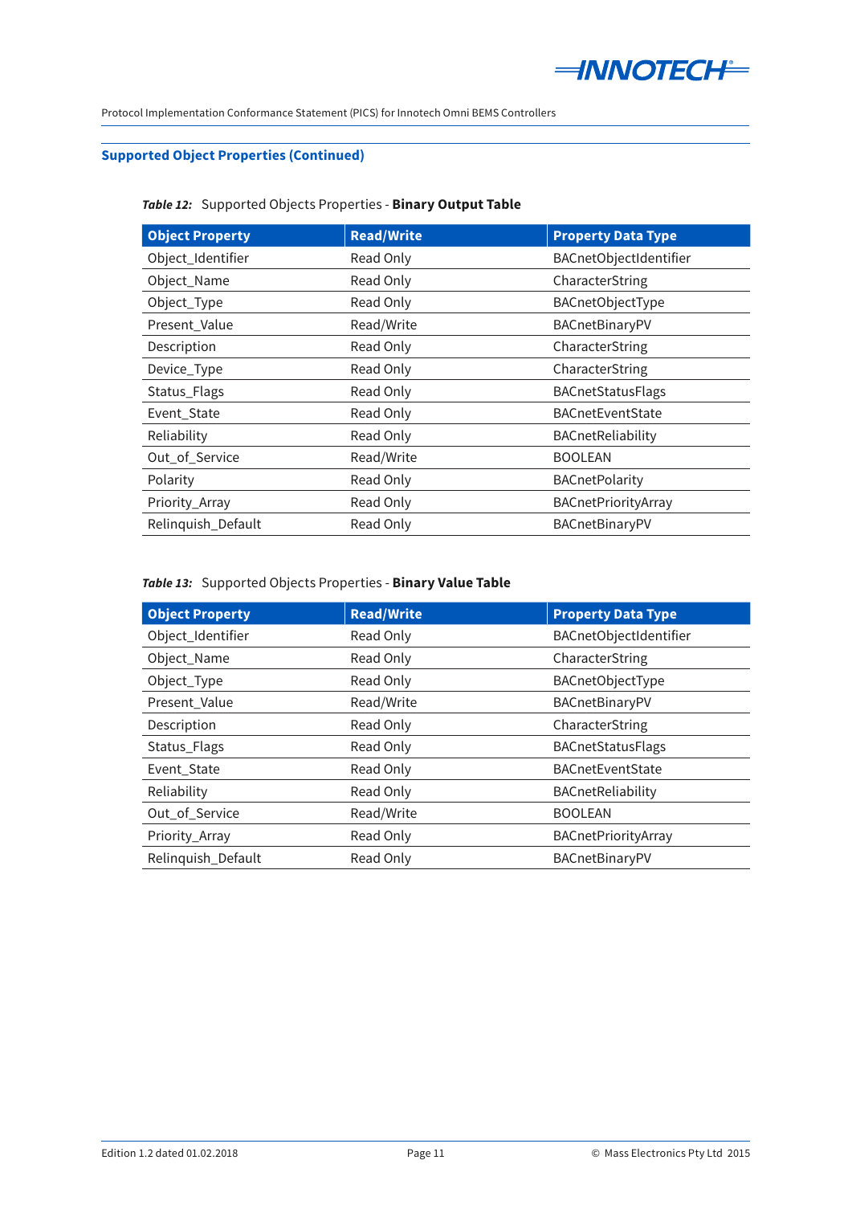## Supported Object Properties (Continued)

***Table 12:*** Supported Objects Properties - **Binary Output Table**

| Object Property | Read/Write | Property Data Type |
|---|---|---|
| Object_Identifier | Read Only | BACnetObjectIdentifier |
| Object_Name | Read Only | CharacterString |
| Object_Type | Read Only | BACnetObjectType |
| Present_Value | Read/Write | BACnetBinaryPV |
| Description | Read Only | CharacterString |
| Device_Type | Read Only | CharacterString |
| Status_Flags | Read Only | BACnetStatusFlags |
| Event_State | Read Only | BACnetEventState |
| Reliability | Read Only | BACnetReliability |
| Out_of_Service | Read/Write | BOOLEAN |
| Polarity | Read Only | BACnetPolarity |
| Priority_Array | Read Only | BACnetPriorityArray |
| Relinquish_Default | Read Only | BACnetBinaryPV |

***Table 13:*** Supported Objects Properties - **Binary Value Table**

| Object Property | Read/Write | Property Data Type |
|---|---|---|
| Object_Identifier | Read Only | BACnetObjectIdentifier |
| Object_Name | Read Only | CharacterString |
| Object_Type | Read Only | BACnetObjectType |
| Present_Value | Read/Write | BACnetBinaryPV |
| Description | Read Only | CharacterString |
| Status_Flags | Read Only | BACnetStatusFlags |
| Event_State | Read Only | BACnetEventState |
| Reliability | Read Only | BACnetReliability |
| Out_of_Service | Read/Write | BOOLEAN |
| Priority_Array | Read Only | BACnetPriorityArray |
| Relinquish_Default | Read Only | BACnetBinaryPV |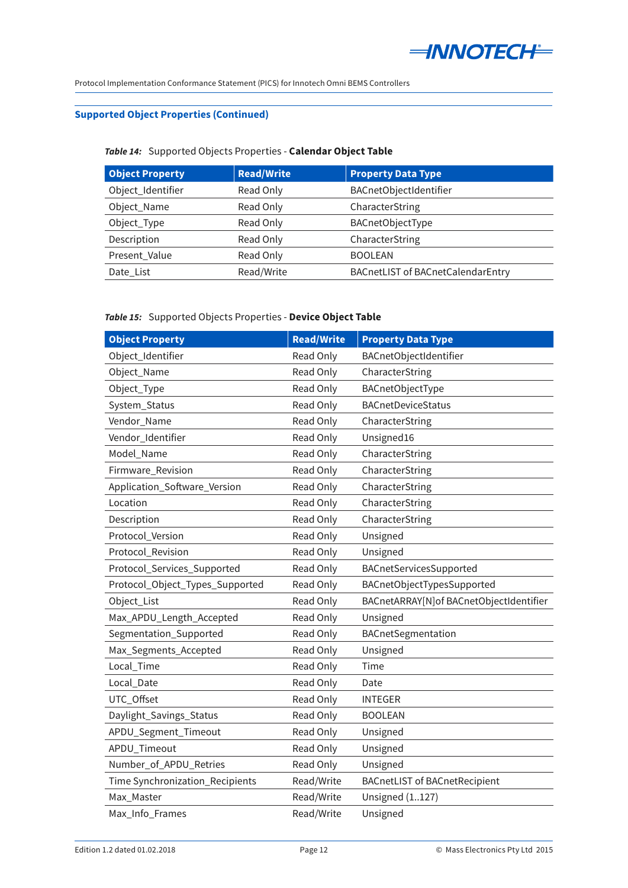## Supported Object Properties (Continued)

***Table 14:*** Supported Objects Properties - **Calendar Object Table**

| Object Property | Read/Write | Property Data Type |
|---|---|---|
| Object_Identifier | Read Only | BACnetObjectIdentifier |
| Object_Name | Read Only | CharacterString |
| Object_Type | Read Only | BACnetObjectType |
| Description | Read Only | CharacterString |
| Present_Value | Read Only | BOOLEAN |
| Date_List | Read/Write | BACnetLIST of BACnetCalendarEntry |

***Table 15:*** Supported Objects Properties - **Device Object Table**

| Object Property | Read/Write | Property Data Type |
|---|---|---|
| Object_Identifier | Read Only | BACnetObjectIdentifier |
| Object_Name | Read Only | CharacterString |
| Object_Type | Read Only | BACnetObjectType |
| System_Status | Read Only | BACnetDeviceStatus |
| Vendor_Name | Read Only | CharacterString |
| Vendor_Identifier | Read Only | Unsigned16 |
| Model_Name | Read Only | CharacterString |
| Firmware_Revision | Read Only | CharacterString |
| Application_Software_Version | Read Only | CharacterString |
| Location | Read Only | CharacterString |
| Description | Read Only | CharacterString |
| Protocol_Version | Read Only | Unsigned |
| Protocol_Revision | Read Only | Unsigned |
| Protocol_Services_Supported | Read Only | BACnetServicesSupported |
| Protocol_Object_Types_Supported | Read Only | BACnetObjectTypesSupported |
| Object_List | Read Only | BACnetARRAY[N]of BACnetObjectIdentifier |
| Max_APDU_Length_Accepted | Read Only | Unsigned |
| Segmentation_Supported | Read Only | BACnetSegmentation |
| Max_Segments_Accepted | Read Only | Unsigned |
| Local_Time | Read Only | Time |
| Local_Date | Read Only | Date |
| UTC_Offset | Read Only | INTEGER |
| Daylight_Savings_Status | Read Only | BOOLEAN |
| APDU_Segment_Timeout | Read Only | Unsigned |
| APDU_Timeout | Read Only | Unsigned |
| Number_of_APDU_Retries | Read Only | Unsigned |
| Time Synchronization_Recipients | Read/Write | BACnetLIST of BACnetRecipient |
| Max_Master | Read/Write | Unsigned (1..127) |
| Max_Info_Frames | Read/Write | Unsigned |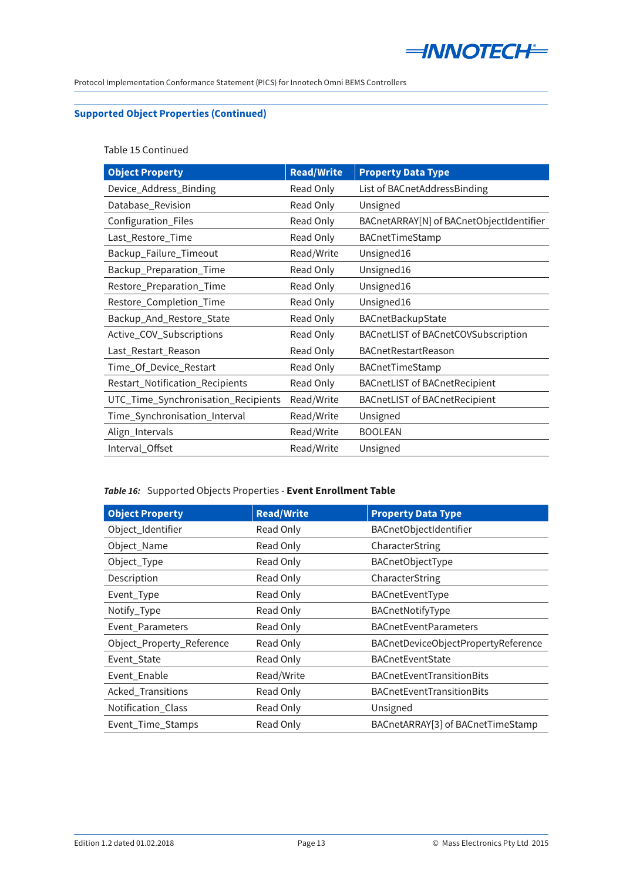## Supported Object Properties (Continued)

Table 15 Continued

| Object Property | Read/Write | Property Data Type |
|---|---|---|
| Device_Address_Binding | Read Only | List of BACnetAddressBinding |
| Database_Revision | Read Only | Unsigned |
| Configuration_Files | Read Only | BACnetARRAY[N] of BACnetObjectIdentifier |
| Last_Restore_Time | Read Only | BACnetTimeStamp |
| Backup_Failure_Timeout | Read/Write | Unsigned16 |
| Backup_Preparation_Time | Read Only | Unsigned16 |
| Restore_Preparation_Time | Read Only | Unsigned16 |
| Restore_Completion_Time | Read Only | Unsigned16 |
| Backup_And_Restore_State | Read Only | BACnetBackupState |
| Active_COV_Subscriptions | Read Only | BACnetLIST of BACnetCOVSubscription |
| Last_Restart_Reason | Read Only | BACnetRestartReason |
| Time_Of_Device_Restart | Read Only | BACnetTimeStamp |
| Restart_Notification_Recipients | Read Only | BACnetLIST of BACnetRecipient |
| UTC_Time_Synchronisation_Recipients | Read/Write | BACnetLIST of BACnetRecipient |
| Time_Synchronisation_Interval | Read/Write | Unsigned |
| Align_Intervals | Read/Write | BOOLEAN |
| Interval_Offset | Read/Write | Unsigned |

***Table 16:*** Supported Objects Properties - **Event Enrollment Table**

| Object Property | Read/Write | Property Data Type |
|---|---|---|
| Object_Identifier | Read Only | BACnetObjectIdentifier |
| Object_Name | Read Only | CharacterString |
| Object_Type | Read Only | BACnetObjectType |
| Description | Read Only | CharacterString |
| Event_Type | Read Only | BACnetEventType |
| Notify_Type | Read Only | BACnetNotifyType |
| Event_Parameters | Read Only | BACnetEventParameters |
| Object_Property_Reference | Read Only | BACnetDeviceObjectPropertyReference |
| Event_State | Read Only | BACnetEventState |
| Event_Enable | Read/Write | BACnetEventTransitionBits |
| Acked_Transitions | Read Only | BACnetEventTransitionBits |
| Notification_Class | Read Only | Unsigned |
| Event_Time_Stamps | Read Only | BACnetARRAY[3] of BACnetTimeStamp |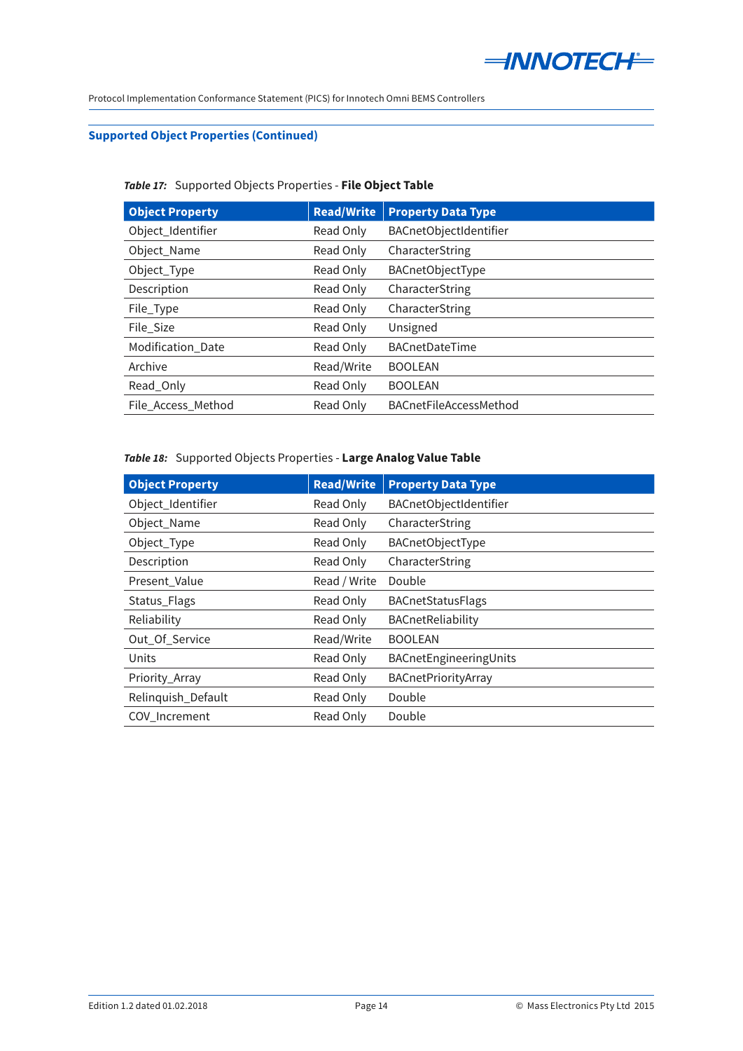## Supported Object Properties (Continued)

***Table 17:*** Supported Objects Properties - **File Object Table**

| Object Property | Read/Write | Property Data Type |
|---|---|---|
| Object_Identifier | Read Only | BACnetObjectIdentifier |
| Object_Name | Read Only | CharacterString |
| Object_Type | Read Only | BACnetObjectType |
| Description | Read Only | CharacterString |
| File_Type | Read Only | CharacterString |
| File_Size | Read Only | Unsigned |
| Modification_Date | Read Only | BACnetDateTime |
| Archive | Read/Write | BOOLEAN |
| Read_Only | Read Only | BOOLEAN |
| File_Access_Method | Read Only | BACnetFileAccessMethod |

***Table 18:*** Supported Objects Properties - **Large Analog Value Table**

| Object Property | Read/Write | Property Data Type |
|---|---|---|
| Object_Identifier | Read Only | BACnetObjectIdentifier |
| Object_Name | Read Only | CharacterString |
| Object_Type | Read Only | BACnetObjectType |
| Description | Read Only | CharacterString |
| Present_Value | Read / Write | Double |
| Status_Flags | Read Only | BACnetStatusFlags |
| Reliability | Read Only | BACnetReliability |
| Out_Of_Service | Read/Write | BOOLEAN |
| Units | Read Only | BACnetEngineeringUnits |
| Priority_Array | Read Only | BACnetPriorityArray |
| Relinquish_Default | Read Only | Double |
| COV_Increment | Read Only | Double |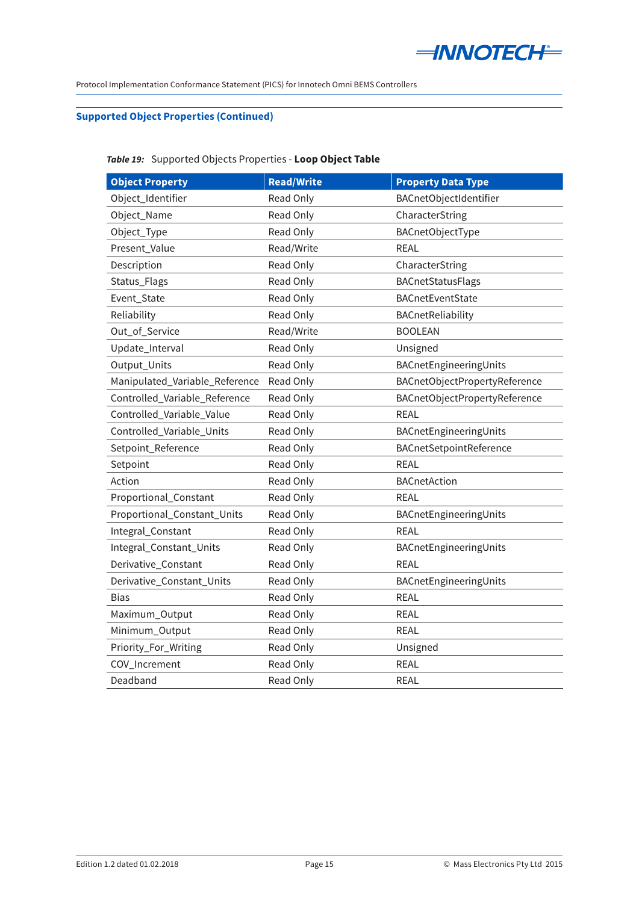## Supported Object Properties (Continued)

***Table 19:*** Supported Objects Properties - **Loop Object Table**

| Object Property | Read/Write | Property Data Type |
|---|---|---|
| Object_Identifier | Read Only | BACnetObjectIdentifier |
| Object_Name | Read Only | CharacterString |
| Object_Type | Read Only | BACnetObjectType |
| Present_Value | Read/Write | REAL |
| Description | Read Only | CharacterString |
| Status_Flags | Read Only | BACnetStatusFlags |
| Event_State | Read Only | BACnetEventState |
| Reliability | Read Only | BACnetReliability |
| Out_of_Service | Read/Write | BOOLEAN |
| Update_Interval | Read Only | Unsigned |
| Output_Units | Read Only | BACnetEngineeringUnits |
| Manipulated_Variable_Reference | Read Only | BACnetObjectPropertyReference |
| Controlled_Variable_Reference | Read Only | BACnetObjectPropertyReference |
| Controlled_Variable_Value | Read Only | REAL |
| Controlled_Variable_Units | Read Only | BACnetEngineeringUnits |
| Setpoint_Reference | Read Only | BACnetSetpointReference |
| Setpoint | Read Only | REAL |
| Action | Read Only | BACnetAction |
| Proportional_Constant | Read Only | REAL |
| Proportional_Constant_Units | Read Only | BACnetEngineeringUnits |
| Integral_Constant | Read Only | REAL |
| Integral_Constant_Units | Read Only | BACnetEngineeringUnits |
| Derivative_Constant | Read Only | REAL |
| Derivative_Constant_Units | Read Only | BACnetEngineeringUnits |
| Bias | Read Only | REAL |
| Maximum_Output | Read Only | REAL |
| Minimum_Output | Read Only | REAL |
| Priority_For_Writing | Read Only | Unsigned |
| COV_Increment | Read Only | REAL |
| Deadband | Read Only | REAL |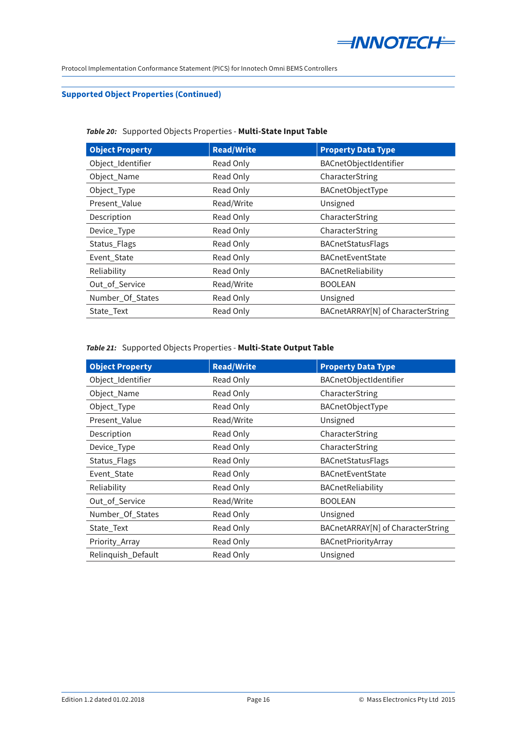## Supported Object Properties (Continued)

***Table 20:*** Supported Objects Properties - **Multi-State Input Table**

| Object Property | Read/Write | Property Data Type |
|---|---|---|
| Object_Identifier | Read Only | BACnetObjectIdentifier |
| Object_Name | Read Only | CharacterString |
| Object_Type | Read Only | BACnetObjectType |
| Present_Value | Read/Write | Unsigned |
| Description | Read Only | CharacterString |
| Device_Type | Read Only | CharacterString |
| Status_Flags | Read Only | BACnetStatusFlags |
| Event_State | Read Only | BACnetEventState |
| Reliability | Read Only | BACnetReliability |
| Out_of_Service | Read/Write | BOOLEAN |
| Number_Of_States | Read Only | Unsigned |
| State_Text | Read Only | BACnetARRAY[N] of CharacterString |

***Table 21:*** Supported Objects Properties - **Multi-State Output Table**

| Object Property | Read/Write | Property Data Type |
|---|---|---|
| Object_Identifier | Read Only | BACnetObjectIdentifier |
| Object_Name | Read Only | CharacterString |
| Object_Type | Read Only | BACnetObjectType |
| Present_Value | Read/Write | Unsigned |
| Description | Read Only | CharacterString |
| Device_Type | Read Only | CharacterString |
| Status_Flags | Read Only | BACnetStatusFlags |
| Event_State | Read Only | BACnetEventState |
| Reliability | Read Only | BACnetReliability |
| Out_of_Service | Read/Write | BOOLEAN |
| Number_Of_States | Read Only | Unsigned |
| State_Text | Read Only | BACnetARRAY[N] of CharacterString |
| Priority_Array | Read Only | BACnetPriorityArray |
| Relinquish_Default | Read Only | Unsigned |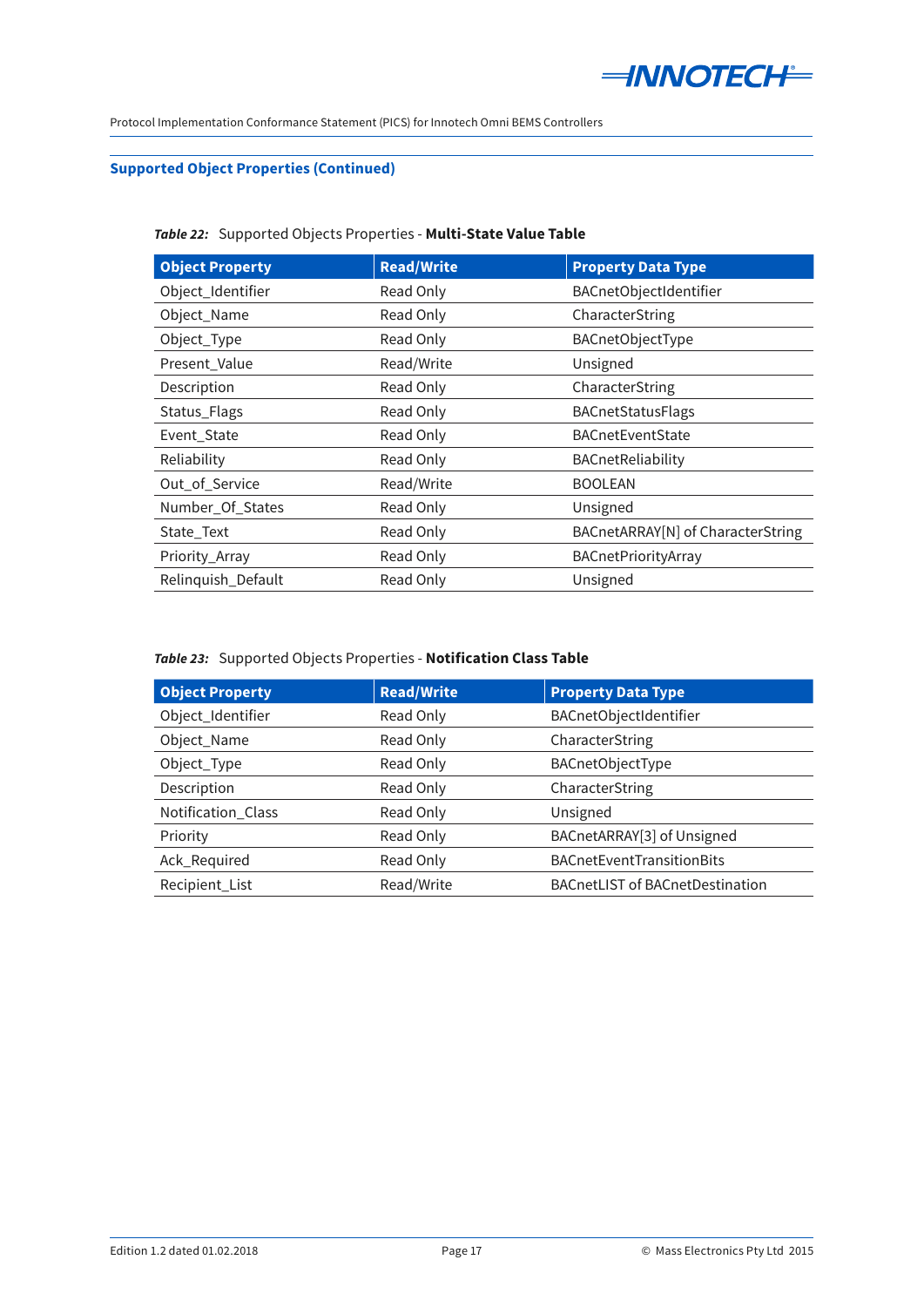## Supported Object Properties (Continued)

***Table 22:*** Supported Objects Properties - **Multi-State Value Table**

| Object Property | Read/Write | Property Data Type |
|---|---|---|
| Object_Identifier | Read Only | BACnetObjectIdentifier |
| Object_Name | Read Only | CharacterString |
| Object_Type | Read Only | BACnetObjectType |
| Present_Value | Read/Write | Unsigned |
| Description | Read Only | CharacterString |
| Status_Flags | Read Only | BACnetStatusFlags |
| Event_State | Read Only | BACnetEventState |
| Reliability | Read Only | BACnetReliability |
| Out_of_Service | Read/Write | BOOLEAN |
| Number_Of_States | Read Only | Unsigned |
| State_Text | Read Only | BACnetARRAY[N] of CharacterString |
| Priority_Array | Read Only | BACnetPriorityArray |
| Relinquish_Default | Read Only | Unsigned |

***Table 23:*** Supported Objects Properties - **Notification Class Table**

| Object Property | Read/Write | Property Data Type |
|---|---|---|
| Object_Identifier | Read Only | BACnetObjectIdentifier |
| Object_Name | Read Only | CharacterString |
| Object_Type | Read Only | BACnetObjectType |
| Description | Read Only | CharacterString |
| Notification_Class | Read Only | Unsigned |
| Priority | Read Only | BACnetARRAY[3] of Unsigned |
| Ack_Required | Read Only | BACnetEventTransitionBits |
| Recipient_List | Read/Write | BACnetLIST of BACnetDestination |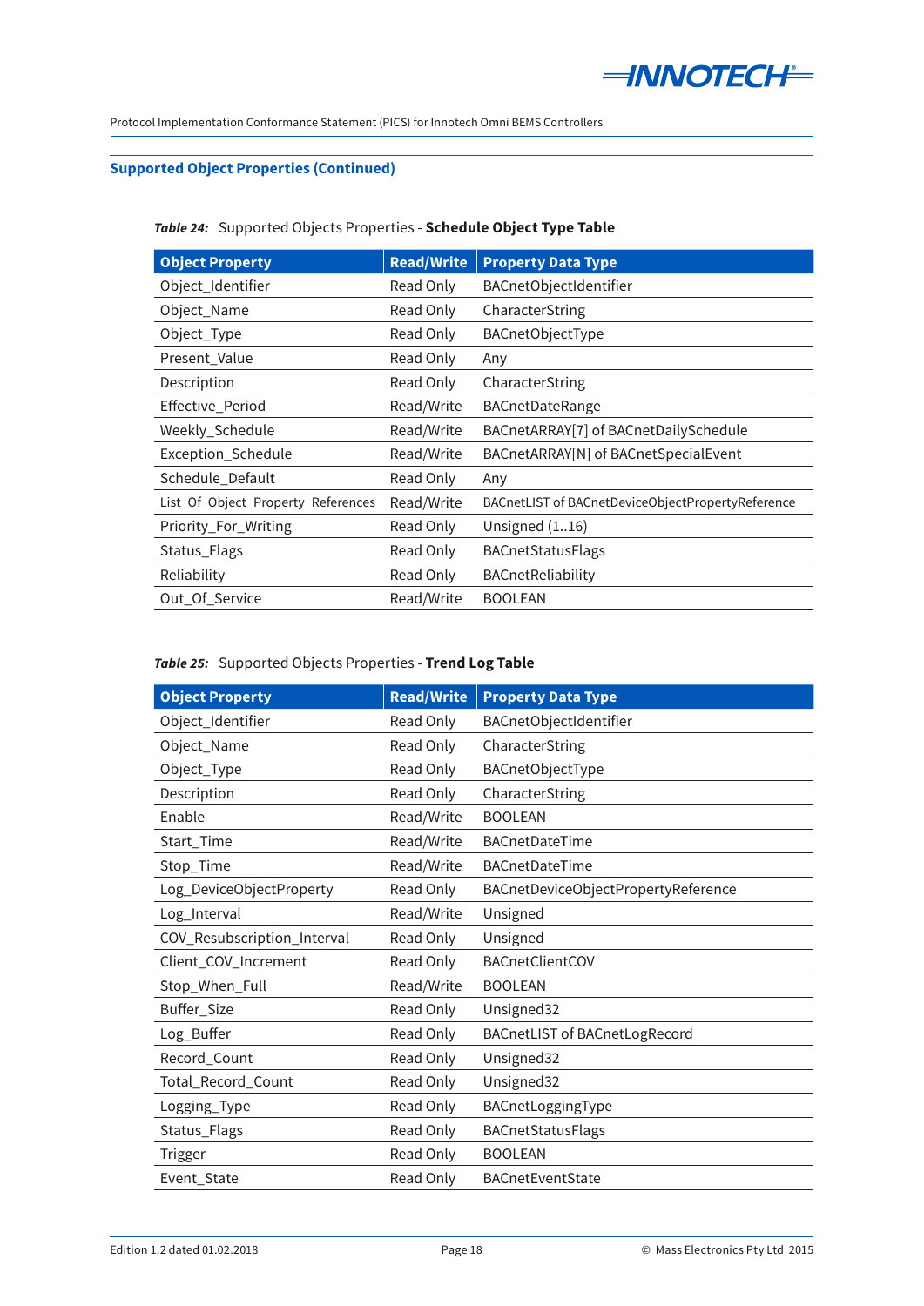## Supported Object Properties (Continued)

***Table 24:*** Supported Objects Properties - **Schedule Object Type Table**

| Object Property | Read/Write | Property Data Type |
|---|---|---|
| Object_Identifier | Read Only | BACnetObjectIdentifier |
| Object_Name | Read Only | CharacterString |
| Object_Type | Read Only | BACnetObjectType |
| Present_Value | Read Only | Any |
| Description | Read Only | CharacterString |
| Effective_Period | Read/Write | BACnetDateRange |
| Weekly_Schedule | Read/Write | BACnetARRAY[7] of BACnetDailySchedule |
| Exception_Schedule | Read/Write | BACnetARRAY[N] of BACnetSpecialEvent |
| Schedule_Default | Read Only | Any |
| List_Of_Object_Property_References | Read/Write | BACnetLIST of BACnetDeviceObjectPropertyReference |
| Priority_For_Writing | Read Only | Unsigned (1..16) |
| Status_Flags | Read Only | BACnetStatusFlags |
| Reliability | Read Only | BACnetReliability |
| Out_Of_Service | Read/Write | BOOLEAN |

***Table 25:*** Supported Objects Properties - **Trend Log Table**

| Object Property | Read/Write | Property Data Type |
|---|---|---|
| Object_Identifier | Read Only | BACnetObjectIdentifier |
| Object_Name | Read Only | CharacterString |
| Object_Type | Read Only | BACnetObjectType |
| Description | Read Only | CharacterString |
| Enable | Read/Write | BOOLEAN |
| Start_Time | Read/Write | BACnetDateTime |
| Stop_Time | Read/Write | BACnetDateTime |
| Log_DeviceObjectProperty | Read Only | BACnetDeviceObjectPropertyReference |
| Log_Interval | Read/Write | Unsigned |
| COV_Resubscription_Interval | Read Only | Unsigned |
| Client_COV_Increment | Read Only | BACnetClientCOV |
| Stop_When_Full | Read/Write | BOOLEAN |
| Buffer_Size | Read Only | Unsigned32 |
| Log_Buffer | Read Only | BACnetLIST of BACnetLogRecord |
| Record_Count | Read Only | Unsigned32 |
| Total_Record_Count | Read Only | Unsigned32 |
| Logging_Type | Read Only | BACnetLoggingType |
| Status_Flags | Read Only | BACnetStatusFlags |
| Trigger | Read Only | BOOLEAN |
| Event_State | Read Only | BACnetEventState |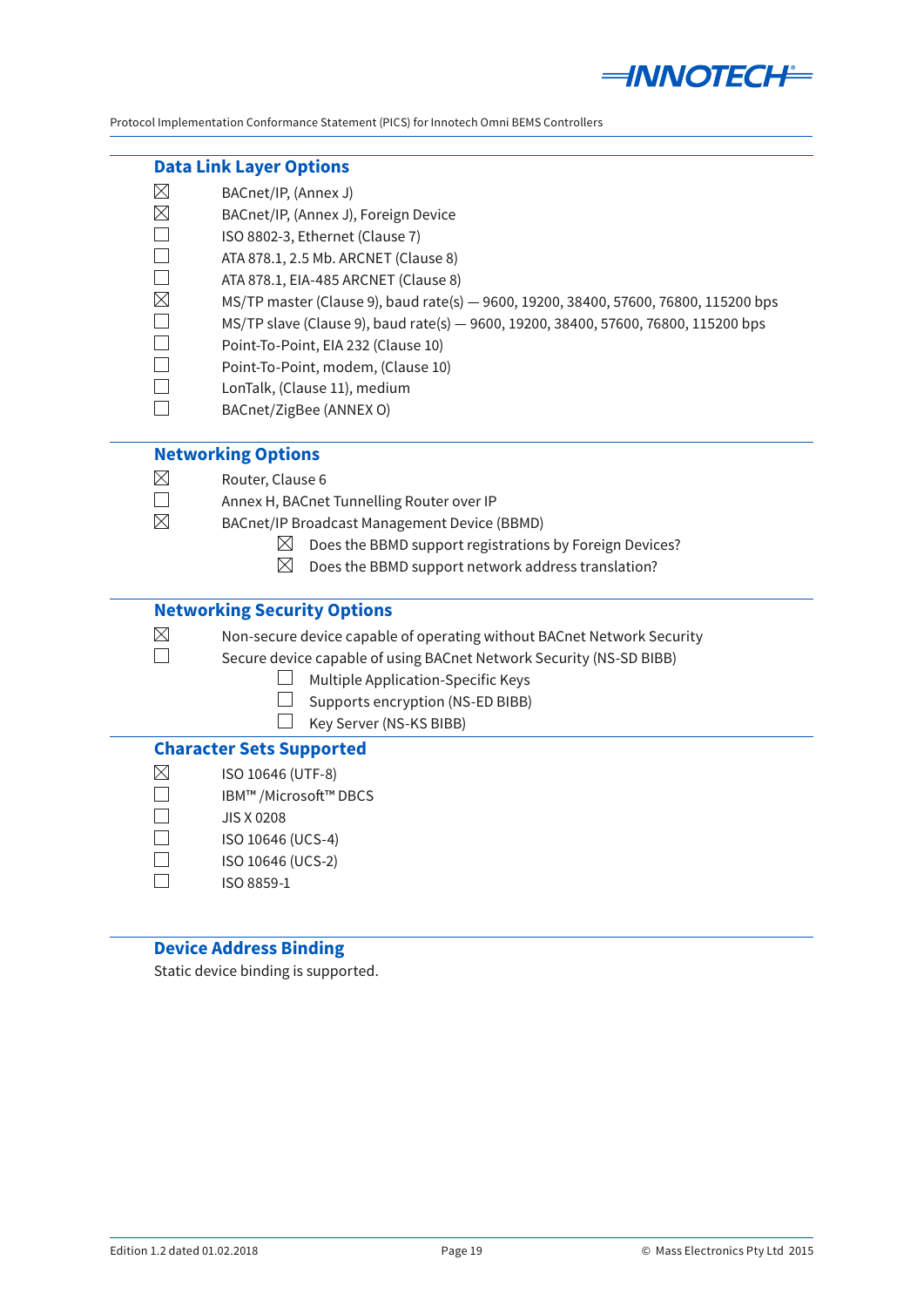## Data Link Layer Options

- ☒ BACnet/IP, (Annex J)
- ☒ BACnet/IP, (Annex J), Foreign Device
- ☐ ISO 8802-3, Ethernet (Clause 7)
- ☐ ATA 878.1, 2.5 Mb. ARCNET (Clause 8)
- ☐ ATA 878.1, EIA-485 ARCNET (Clause 8)
- ☒ MS/TP master (Clause 9), baud rate(s) — 9600, 19200, 38400, 57600, 76800, 115200 bps
- ☐ MS/TP slave (Clause 9), baud rate(s) — 9600, 19200, 38400, 57600, 76800, 115200 bps
- ☐ Point-To-Point, EIA 232 (Clause 10)
- ☐ Point-To-Point, modem, (Clause 10)
- ☐ LonTalk, (Clause 11), medium
- ☐ BACnet/ZigBee (ANNEX O)

## Networking Options

- ☒ Router, Clause 6
- ☐ Annex H, BACnet Tunnelling Router over IP
- ☒ BACnet/IP Broadcast Management Device (BBMD)
  - ☒ Does the BBMD support registrations by Foreign Devices?
  - ☒ Does the BBMD support network address translation?

## Networking Security Options

- ☒ Non-secure device capable of operating without BACnet Network Security
- ☐ Secure device capable of using BACnet Network Security (NS-SD BIBB)
  - ☐ Multiple Application-Specific Keys
  - ☐ Supports encryption (NS-ED BIBB)
  - ☐ Key Server (NS-KS BIBB)

## Character Sets Supported

- ☒ ISO 10646 (UTF-8)
- ☐ IBM™ /Microsoft™ DBCS
- ☐ JIS X 0208
- ☐ ISO 10646 (UCS-4)
- ☐ ISO 10646 (UCS-2)
- ☐ ISO 8859-1

## Device Address Binding

Static device binding is supported.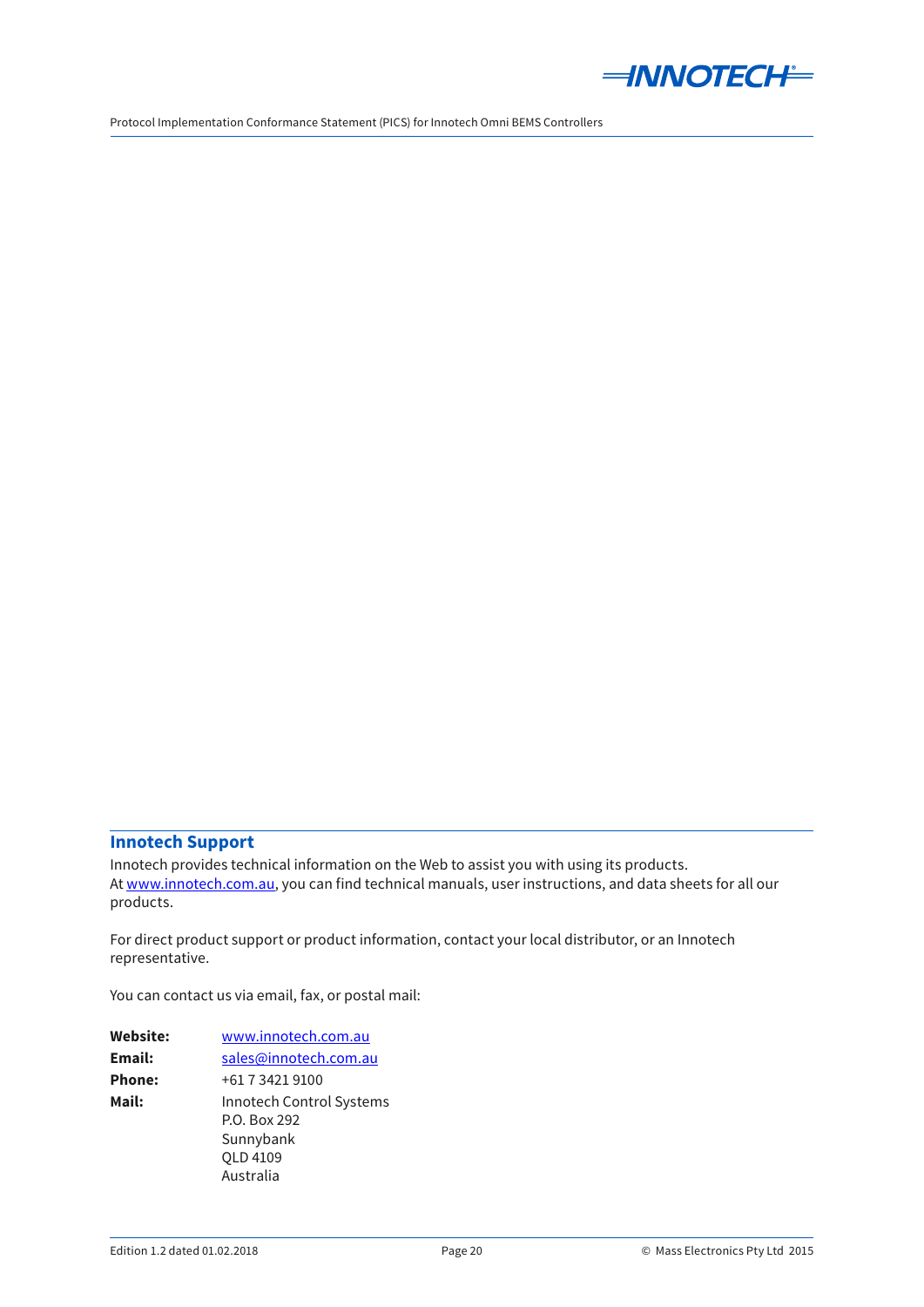## Innotech Support

Innotech provides technical information on the Web to assist you with using its products.
At www.innotech.com.au, you can find technical manuals, user instructions, and data sheets for all our products.

For direct product support or product information, contact your local distributor, or an Innotech representative.

You can contact us via email, fax, or postal mail:

| | |
|---|---|
| **Website:** | www.innotech.com.au |
| **Email:** | sales@innotech.com.au |
| **Phone:** | +61 7 3421 9100 |
| **Mail:** | Innotech Control Systems<br>P.O. Box 292<br>Sunnybank<br>QLD 4109<br>Australia |